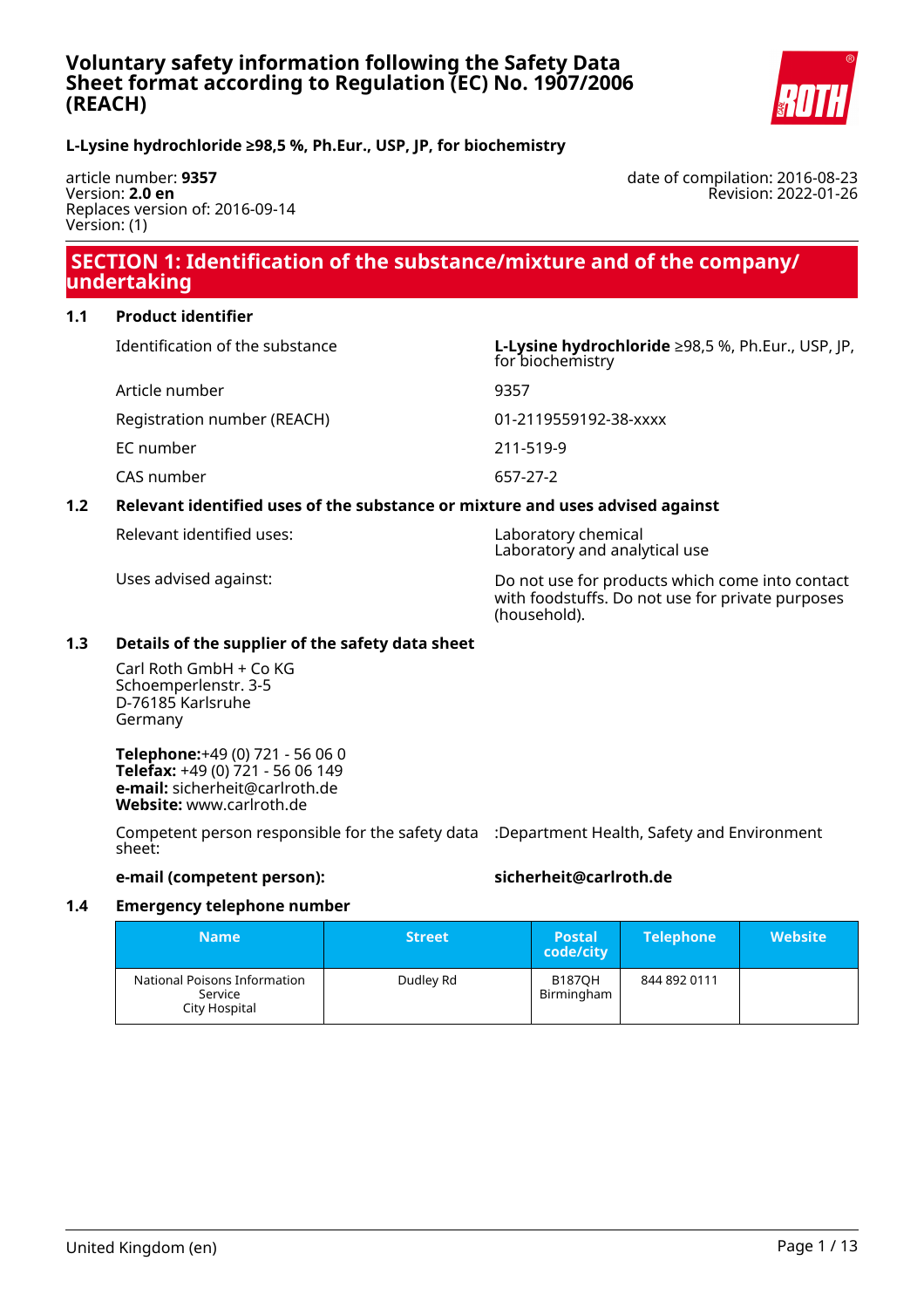# Voluntary safety information following the Safety Data Sheet format according to Regulation (EC) No. 1907/2006 (REACH)

**L-Lysine hydrochloride ≥98,5 %, Ph.Eur., USP, JP, for biochemistry**

article number: **9357**
Version: **2.0 en**
Replaces version of: 2016-09-14
Version: (1)

date of compilation: 2016-08-23
Revision: 2022-01-26

## SECTION 1: Identification of the substance/mixture and of the company/undertaking

### 1.1 Product identifier

| | |
|---|---|
| Identification of the substance | **L-Lysine hydrochloride** ≥98,5 %, Ph.Eur., USP, JP, for biochemistry |
| Article number | 9357 |
| Registration number (REACH) | 01-2119559192-38-xxxx |
| EC number | 211-519-9 |
| CAS number | 657-27-2 |

### 1.2 Relevant identified uses of the substance or mixture and uses advised against

| | |
|---|---|
| Relevant identified uses: | Laboratory chemical<br>Laboratory and analytical use |
| Uses advised against: | Do not use for products which come into contact with foodstuffs. Do not use for private purposes (household). |

### 1.3 Details of the supplier of the safety data sheet

Carl Roth GmbH + Co KG
Schoemperlenstr. 3-5
D-76185 Karlsruhe
Germany

**Telephone:**+49 (0) 721 - 56 06 0
**Telefax:** +49 (0) 721 - 56 06 149
**e-mail:** sicherheit@carlroth.de
**Website:** www.carlroth.de

Competent person responsible for the safety data sheet: :Department Health, Safety and Environment

**e-mail (competent person):** **sicherheit@carlroth.de**

### 1.4 Emergency telephone number

| Name | Street | Postal code/city | Telephone | Website |
|---|---|---|---|---|
| National Poisons Information Service<br>City Hospital | Dudley Rd | B187QH Birmingham | 844 892 0111 | |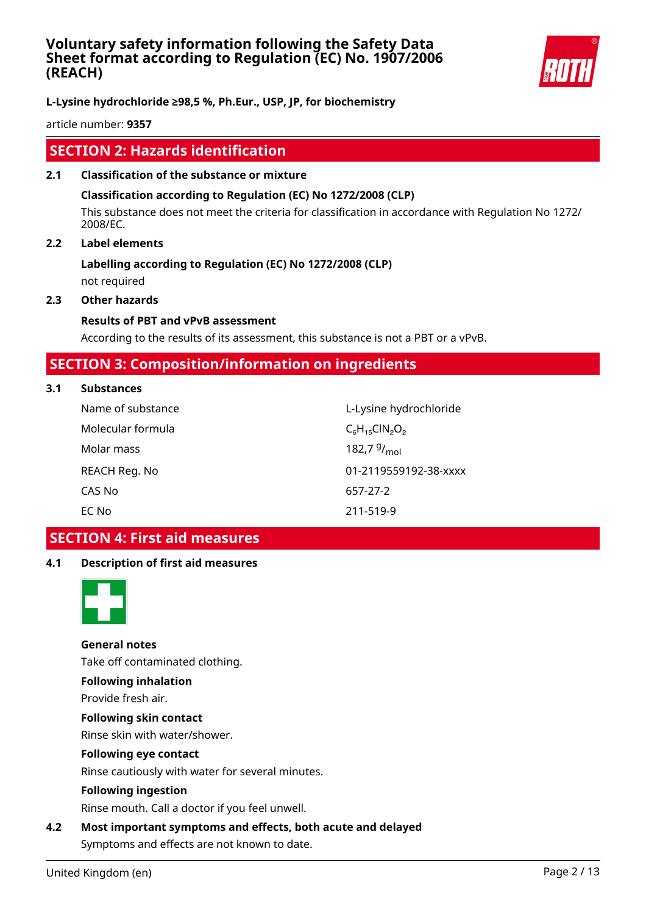## SECTION 2: Hazards identification

### 2.1 Classification of the substance or mixture

**Classification according to Regulation (EC) No 1272/2008 (CLP)**

This substance does not meet the criteria for classification in accordance with Regulation No 1272/2008/EC.

### 2.2 Label elements

**Labelling according to Regulation (EC) No 1272/2008 (CLP)**

not required

### 2.3 Other hazards

**Results of PBT and vPvB assessment**

According to the results of its assessment, this substance is not a PBT or a vPvB.

## SECTION 3: Composition/information on ingredients

### 3.1 Substances

| | |
|---|---|
| Name of substance | L-Lysine hydrochloride |
| Molecular formula | $C_6H_{15}ClN_2O_2$ |
| Molar mass | 182,7 $^g/_{mol}$ |
| REACH Reg. No | 01-2119559192-38-xxxx |
| CAS No | 657-27-2 |
| EC No | 211-519-9 |

## SECTION 4: First aid measures

### 4.1 Description of first aid measures

**General notes**

Take off contaminated clothing.

**Following inhalation**

Provide fresh air.

**Following skin contact**

Rinse skin with water/shower.

**Following eye contact**

Rinse cautiously with water for several minutes.

**Following ingestion**

Rinse mouth. Call a doctor if you feel unwell.

### 4.2 Most important symptoms and effects, both acute and delayed

Symptoms and effects are not known to date.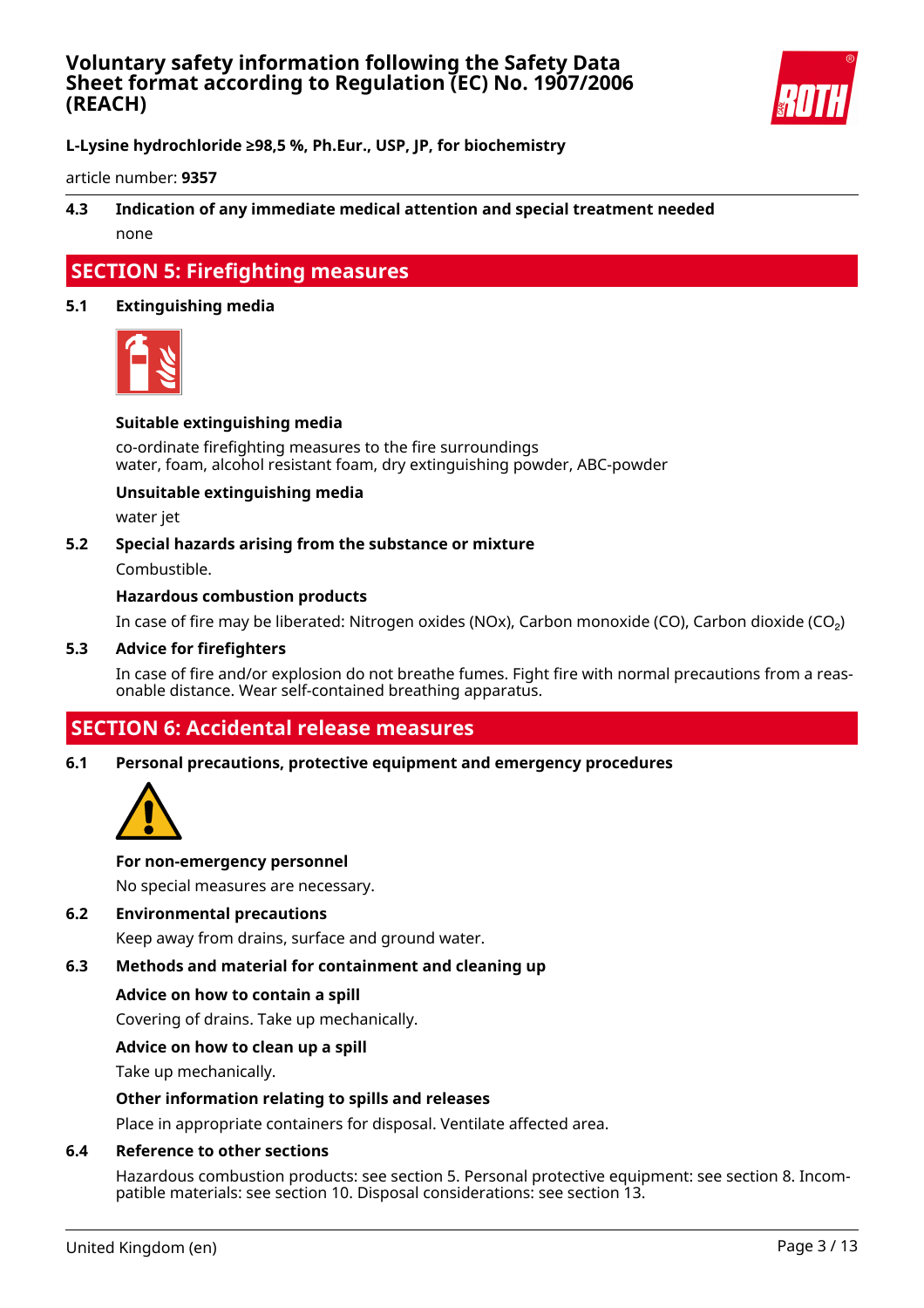### 4.3 Indication of any immediate medical attention and special treatment needed

none

## SECTION 5: Firefighting measures

### 5.1 Extinguishing media

**Suitable extinguishing media**

co-ordinate firefighting measures to the fire surroundings
water, foam, alcohol resistant foam, dry extinguishing powder, ABC-powder

**Unsuitable extinguishing media**

water jet

### 5.2 Special hazards arising from the substance or mixture

Combustible.

**Hazardous combustion products**

In case of fire may be liberated: Nitrogen oxides (NOx), Carbon monoxide (CO), Carbon dioxide ($CO_2$)

### 5.3 Advice for firefighters

In case of fire and/or explosion do not breathe fumes. Fight fire with normal precautions from a reasonable distance. Wear self-contained breathing apparatus.

## SECTION 6: Accidental release measures

### 6.1 Personal precautions, protective equipment and emergency procedures

**For non-emergency personnel**

No special measures are necessary.

### 6.2 Environmental precautions

Keep away from drains, surface and ground water.

### 6.3 Methods and material for containment and cleaning up

**Advice on how to contain a spill**

Covering of drains. Take up mechanically.

**Advice on how to clean up a spill**

Take up mechanically.

**Other information relating to spills and releases**

Place in appropriate containers for disposal. Ventilate affected area.

### 6.4 Reference to other sections

Hazardous combustion products: see section 5. Personal protective equipment: see section 8. Incompatible materials: see section 10. Disposal considerations: see section 13.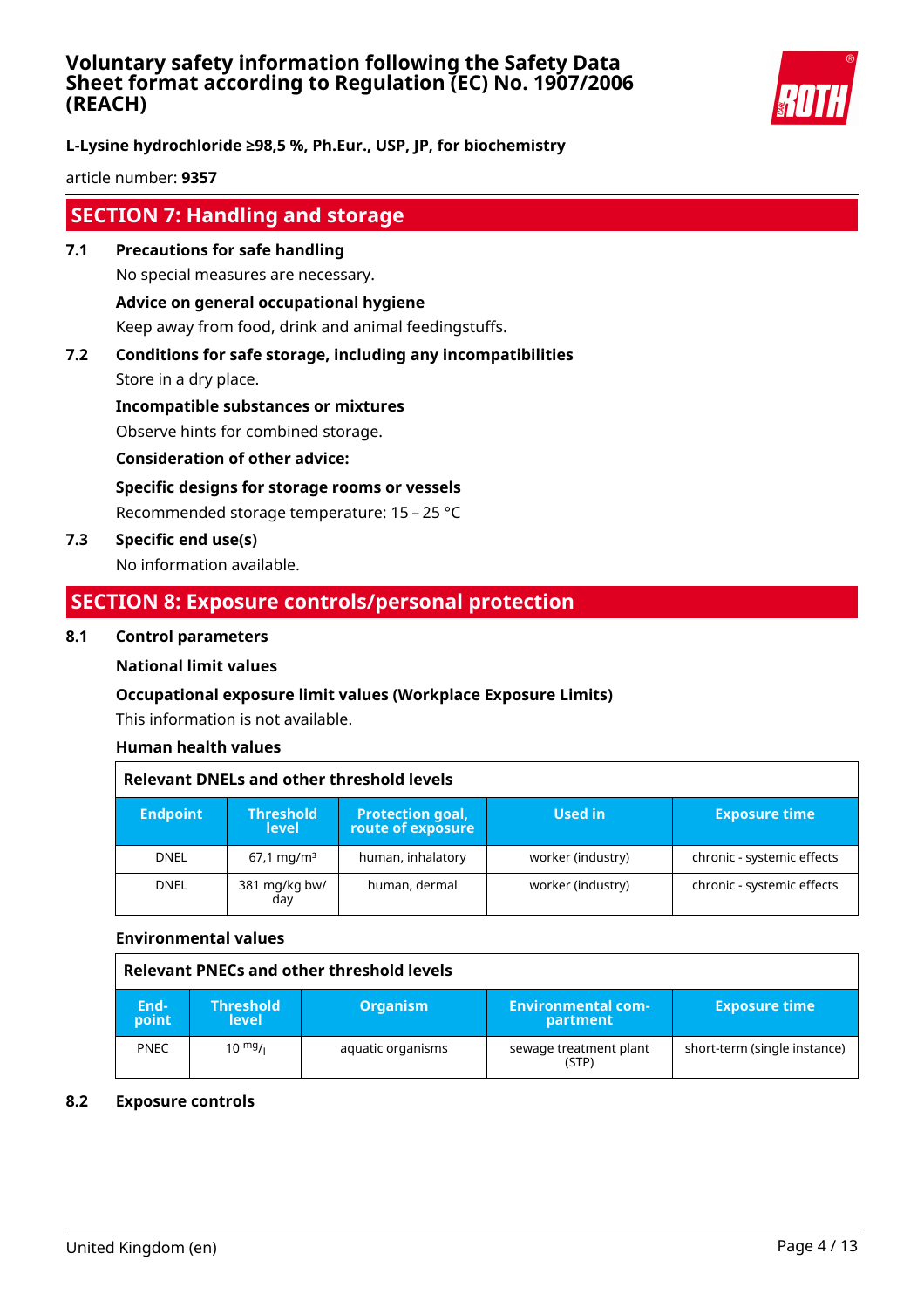## SECTION 7: Handling and storage

**7.1 Precautions for safe handling**

No special measures are necessary.

**Advice on general occupational hygiene**

Keep away from food, drink and animal feedingstuffs.

**7.2 Conditions for safe storage, including any incompatibilities**

Store in a dry place.

**Incompatible substances or mixtures**

Observe hints for combined storage.

**Consideration of other advice:**

**Specific designs for storage rooms or vessels**

Recommended storage temperature: 15 – 25 °C

**7.3 Specific end use(s)**

No information available.

## SECTION 8: Exposure controls/personal protection

**8.1 Control parameters**

**National limit values**

**Occupational exposure limit values (Workplace Exposure Limits)**

This information is not available.

**Human health values**

**Relevant DNELs and other threshold levels**

| Endpoint | Threshold level | Protection goal, route of exposure | Used in | Exposure time |
|---|---|---|---|---|
| DNEL | 67,1 mg/m³ | human, inhalatory | worker (industry) | chronic - systemic effects |
| DNEL | 381 mg/kg bw/day | human, dermal | worker (industry) | chronic - systemic effects |

**Environmental values**

**Relevant PNECs and other threshold levels**

| End-point | Threshold level | Organism | Environmental compartment | Exposure time |
|---|---|---|---|---|
| PNEC | 10 $^{mg}/_{l}$ | aquatic organisms | sewage treatment plant (STP) | short-term (single instance) |

**8.2 Exposure controls**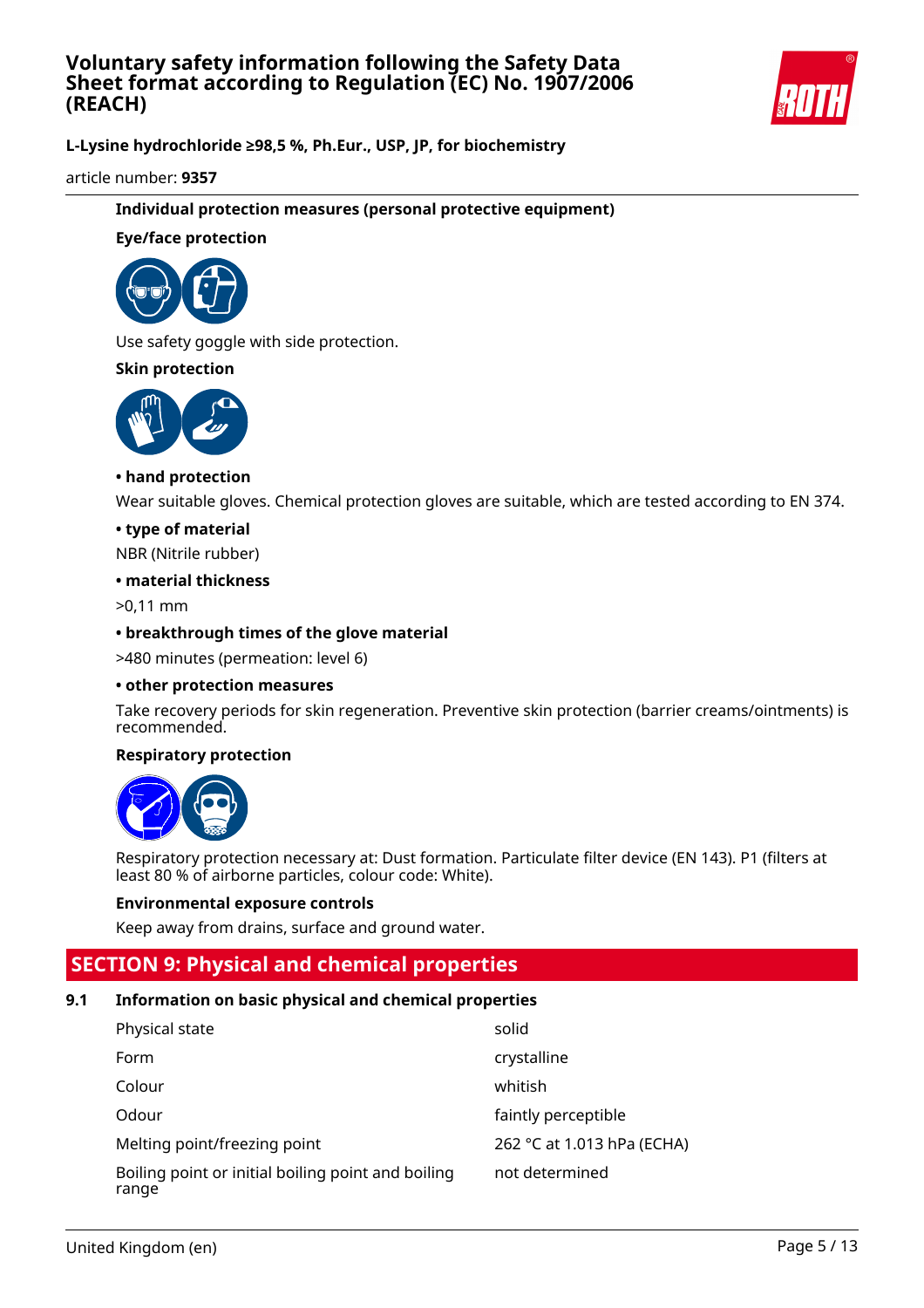#### Individual protection measures (personal protective equipment)

#### Eye/face protection

Use safety goggle with side protection.

#### Skin protection

**• hand protection**

Wear suitable gloves. Chemical protection gloves are suitable, which are tested according to EN 374.

**• type of material**

NBR (Nitrile rubber)

**• material thickness**

>0,11 mm

**• breakthrough times of the glove material**

>480 minutes (permeation: level 6)

**• other protection measures**

Take recovery periods for skin regeneration. Preventive skin protection (barrier creams/ointments) is recommended.

#### Respiratory protection

Respiratory protection necessary at: Dust formation. Particulate filter device (EN 143). P1 (filters at least 80 % of airborne particles, colour code: White).

#### Environmental exposure controls

Keep away from drains, surface and ground water.

## SECTION 9: Physical and chemical properties

### 9.1 Information on basic physical and chemical properties

| | |
|---|---|
| Physical state | solid |
| Form | crystalline |
| Colour | whitish |
| Odour | faintly perceptible |
| Melting point/freezing point | 262 °C at 1.013 hPa (ECHA) |
| Boiling point or initial boiling point and boiling range | not determined |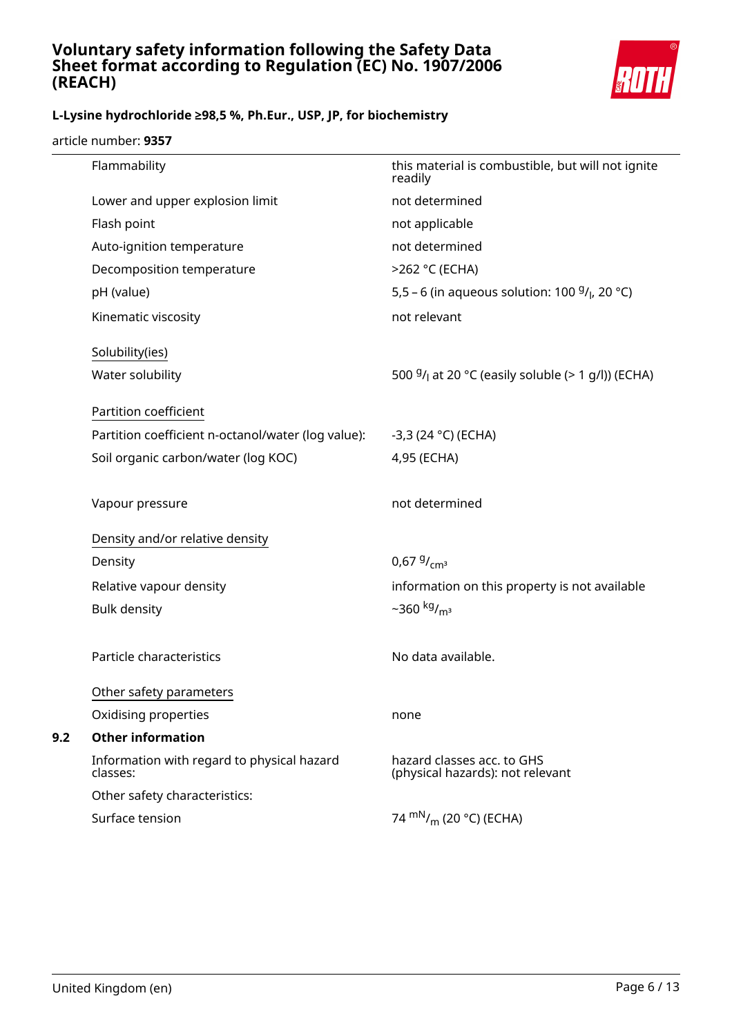| | |
|---|---|
| Flammability | this material is combustible, but will not ignite readily |
| Lower and upper explosion limit | not determined |
| Flash point | not applicable |
| Auto-ignition temperature | not determined |
| Decomposition temperature | >262 °C (ECHA) |
| pH (value) | 5,5 – 6 (in aqueous solution: 100 $^{g}/_{l}$, 20 °C) |
| Kinematic viscosity | not relevant |

Solubility(ies)

| | |
|---|---|
| Water solubility | 500 $^{g}/_{l}$ at 20 °C (easily soluble (> 1 g/l)) (ECHA) |

Partition coefficient

| | |
|---|---|
| Partition coefficient n-octanol/water (log value): | -3,3 (24 °C) (ECHA) |
| Soil organic carbon/water (log KOC) | 4,95 (ECHA) |

| | |
|---|---|
| Vapour pressure | not determined |

Density and/or relative density

| | |
|---|---|
| Density | 0,67 $^{g}/_{cm^3}$ |
| Relative vapour density | information on this property is not available |
| Bulk density | ~360 $^{kg}/_{m^3}$ |

| | |
|---|---|
| Particle characteristics | No data available. |

Other safety parameters

| | |
|---|---|
| Oxidising properties | none |

## 9.2 Other information

| | |
|---|---|
| Information with regard to physical hazard classes: | hazard classes acc. to GHS (physical hazards): not relevant |
| Other safety characteristics: | |
| Surface tension | 74 $^{mN}/_{m}$ (20 °C) (ECHA) |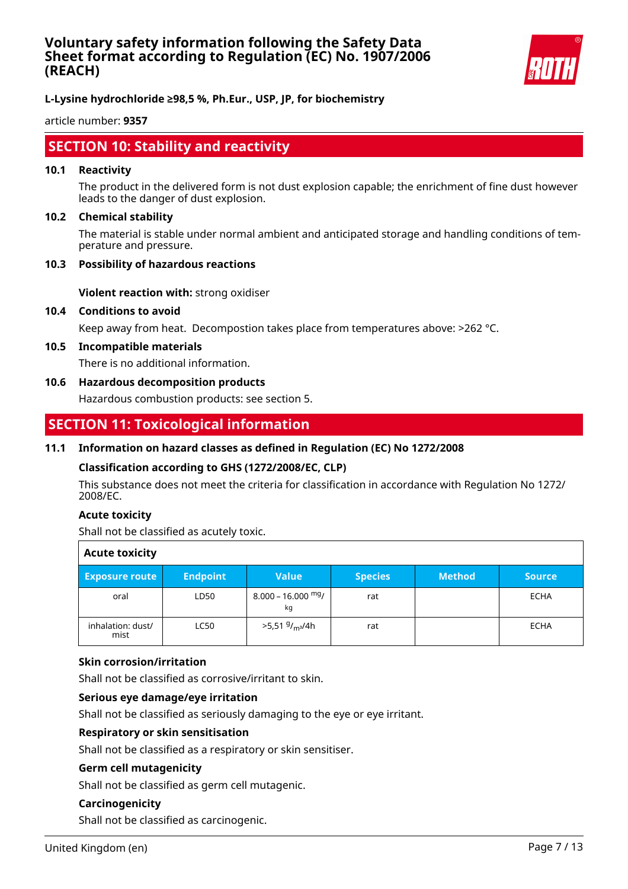## SECTION 10: Stability and reactivity

### 10.1 Reactivity

The product in the delivered form is not dust explosion capable; the enrichment of fine dust however leads to the danger of dust explosion.

### 10.2 Chemical stability

The material is stable under normal ambient and anticipated storage and handling conditions of temperature and pressure.

### 10.3 Possibility of hazardous reactions

**Violent reaction with:** strong oxidiser

### 10.4 Conditions to avoid

Keep away from heat. Decompostion takes place from temperatures above: >262 °C.

### 10.5 Incompatible materials

There is no additional information.

### 10.6 Hazardous decomposition products

Hazardous combustion products: see section 5.

## SECTION 11: Toxicological information

### 11.1 Information on hazard classes as defined in Regulation (EC) No 1272/2008

**Classification according to GHS (1272/2008/EC, CLP)**

This substance does not meet the criteria for classification in accordance with Regulation No 1272/2008/EC.

**Acute toxicity**

Shall not be classified as acutely toxic.

**Acute toxicity**

| Exposure route | Endpoint | Value | Species | Method | Source |
|---|---|---|---|---|---|
| oral | LD50 | 8.000 – 16.000 $^{mg}/_{kg}$ | rat | | ECHA |
| inhalation: dust/mist | LC50 | >5,51 $^{g}/_{m^3}$/4h | rat | | ECHA |

**Skin corrosion/irritation**

Shall not be classified as corrosive/irritant to skin.

**Serious eye damage/eye irritation**

Shall not be classified as seriously damaging to the eye or eye irritant.

**Respiratory or skin sensitisation**

Shall not be classified as a respiratory or skin sensitiser.

**Germ cell mutagenicity**

Shall not be classified as germ cell mutagenic.

**Carcinogenicity**

Shall not be classified as carcinogenic.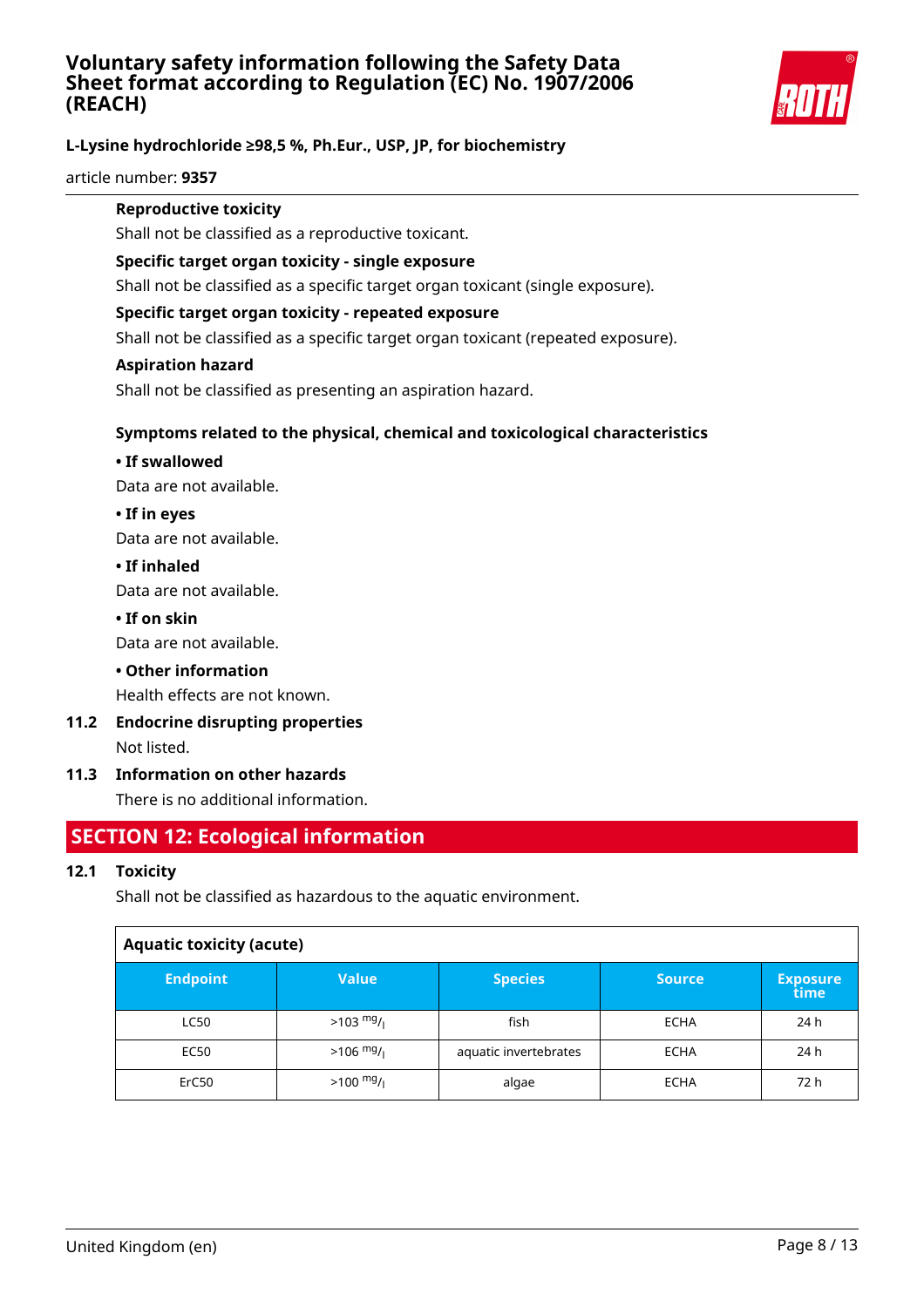**Reproductive toxicity**

Shall not be classified as a reproductive toxicant.

**Specific target organ toxicity - single exposure**

Shall not be classified as a specific target organ toxicant (single exposure).

**Specific target organ toxicity - repeated exposure**

Shall not be classified as a specific target organ toxicant (repeated exposure).

**Aspiration hazard**

Shall not be classified as presenting an aspiration hazard.

**Symptoms related to the physical, chemical and toxicological characteristics**

**• If swallowed**

Data are not available.

**• If in eyes**

Data are not available.

**• If inhaled**

Data are not available.

**• If on skin**

Data are not available.

**• Other information**

Health effects are not known.

### 11.2 Endocrine disrupting properties

Not listed.

### 11.3 Information on other hazards

There is no additional information.

## SECTION 12: Ecological information

### 12.1 Toxicity

Shall not be classified as hazardous to the aquatic environment.

**Aquatic toxicity (acute)**

| Endpoint | Value | Species | Source | Exposure time |
|---|---|---|---|---|
| LC50 | >103 mg/l | fish | ECHA | 24 h |
| EC50 | >106 mg/l | aquatic invertebrates | ECHA | 24 h |
| ErC50 | >100 mg/l | algae | ECHA | 72 h |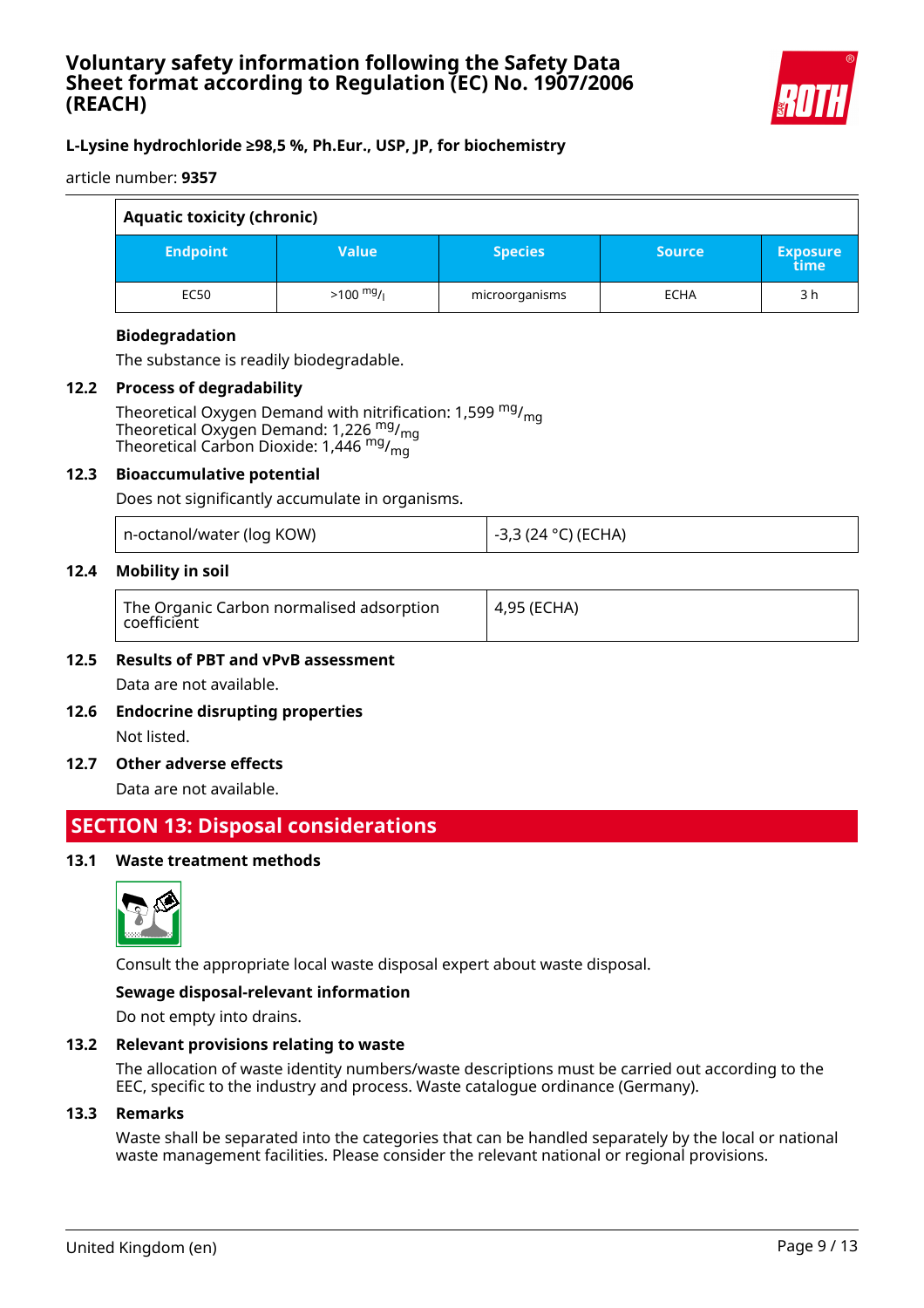| Aquatic toxicity (chronic) | | | | |
|---|---|---|---|---|
| **Endpoint** | **Value** | **Species** | **Source** | **Exposure time** |
| EC50 | >100 $^{mg}/_{l}$ | microorganisms | ECHA | 3 h |

**Biodegradation**

The substance is readily biodegradable.

### 12.2 Process of degradability

Theoretical Oxygen Demand with nitrification: 1,599 $^{mg}/_{mg}$
Theoretical Oxygen Demand: 1,226 $^{mg}/_{mg}$
Theoretical Carbon Dioxide: 1,446 $^{mg}/_{mg}$

### 12.3 Bioaccumulative potential

Does not significantly accumulate in organisms.

| n-octanol/water (log KOW) | -3,3 (24 °C) (ECHA) |
|---|---|

### 12.4 Mobility in soil

| The Organic Carbon normalised adsorption coefficient | 4,95 (ECHA) |
|---|---|

### 12.5 Results of PBT and vPvB assessment

Data are not available.

### 12.6 Endocrine disrupting properties

Not listed.

### 12.7 Other adverse effects

Data are not available.

## SECTION 13: Disposal considerations

### 13.1 Waste treatment methods

Consult the appropriate local waste disposal expert about waste disposal.

**Sewage disposal-relevant information**

Do not empty into drains.

### 13.2 Relevant provisions relating to waste

The allocation of waste identity numbers/waste descriptions must be carried out according to the EEC, specific to the industry and process. Waste catalogue ordinance (Germany).

### 13.3 Remarks

Waste shall be separated into the categories that can be handled separately by the local or national waste management facilities. Please consider the relevant national or regional provisions.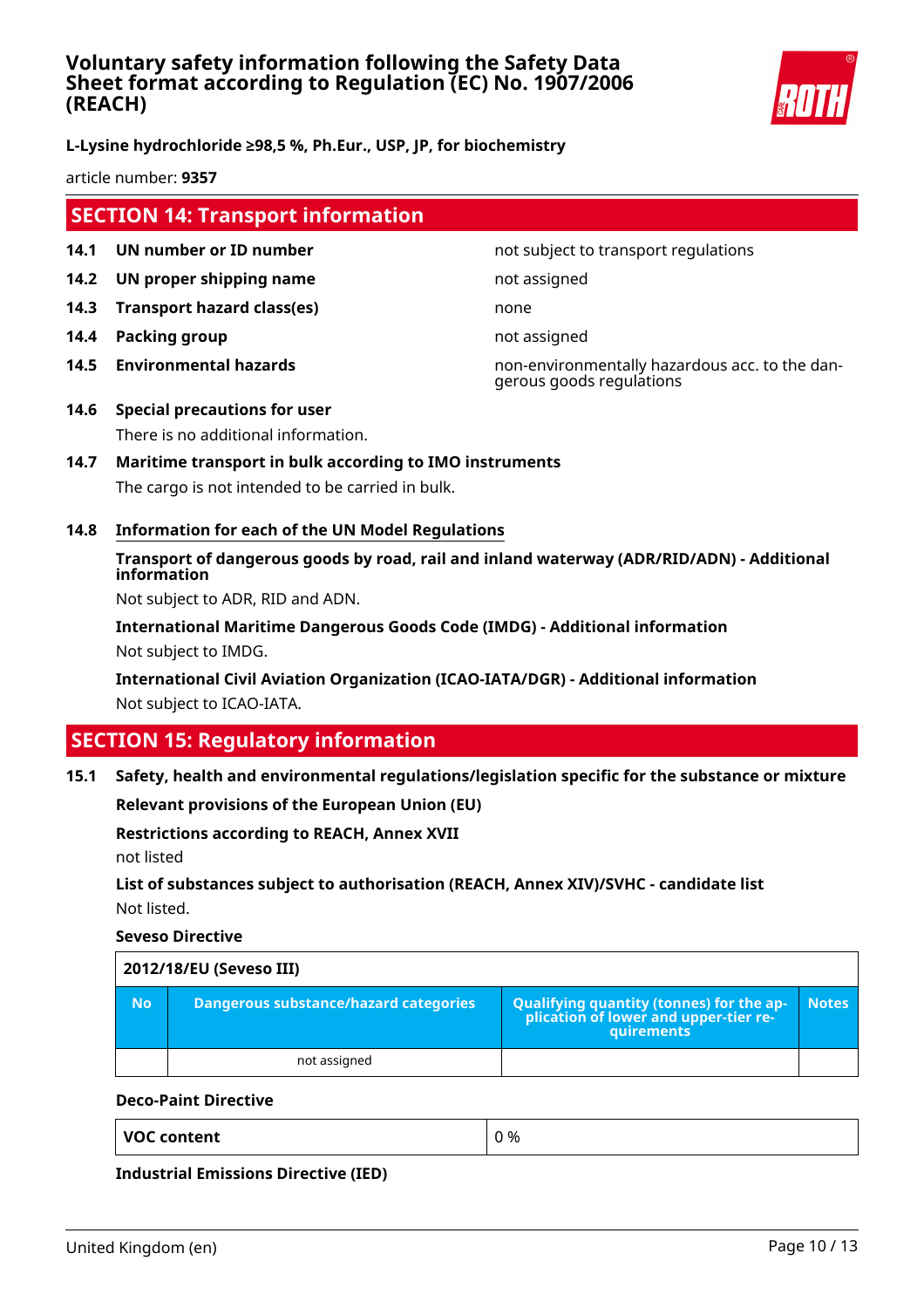## SECTION 14: Transport information

**14.1 UN number or ID number** — not subject to transport regulations

**14.2 UN proper shipping name** — not assigned

**14.3 Transport hazard class(es)** — none

**14.4 Packing group** — not assigned

**14.5 Environmental hazards** — non-environmentally hazardous acc. to the dangerous goods regulations

**14.6 Special precautions for user**

There is no additional information.

**14.7 Maritime transport in bulk according to IMO instruments**

The cargo is not intended to be carried in bulk.

**14.8 Information for each of the UN Model Regulations**

**Transport of dangerous goods by road, rail and inland waterway (ADR/RID/ADN) - Additional information**

Not subject to ADR, RID and ADN.

**International Maritime Dangerous Goods Code (IMDG) - Additional information**

Not subject to IMDG.

**International Civil Aviation Organization (ICAO-IATA/DGR) - Additional information**

Not subject to ICAO-IATA.

## SECTION 15: Regulatory information

**15.1 Safety, health and environmental regulations/legislation specific for the substance or mixture**

**Relevant provisions of the European Union (EU)**

**Restrictions according to REACH, Annex XVII**

not listed

**List of substances subject to authorisation (REACH, Annex XIV)/SVHC - candidate list**

Not listed.

**Seveso Directive**

| 2012/18/EU (Seveso III) | | | |
|---|---|---|---|
| **No** | **Dangerous substance/hazard categories** | **Qualifying quantity (tonnes) for the application of lower and upper-tier requirements** | **Notes** |
| | not assigned | | |

**Deco-Paint Directive**

| VOC content | 0 % |
|---|---|

**Industrial Emissions Directive (IED)**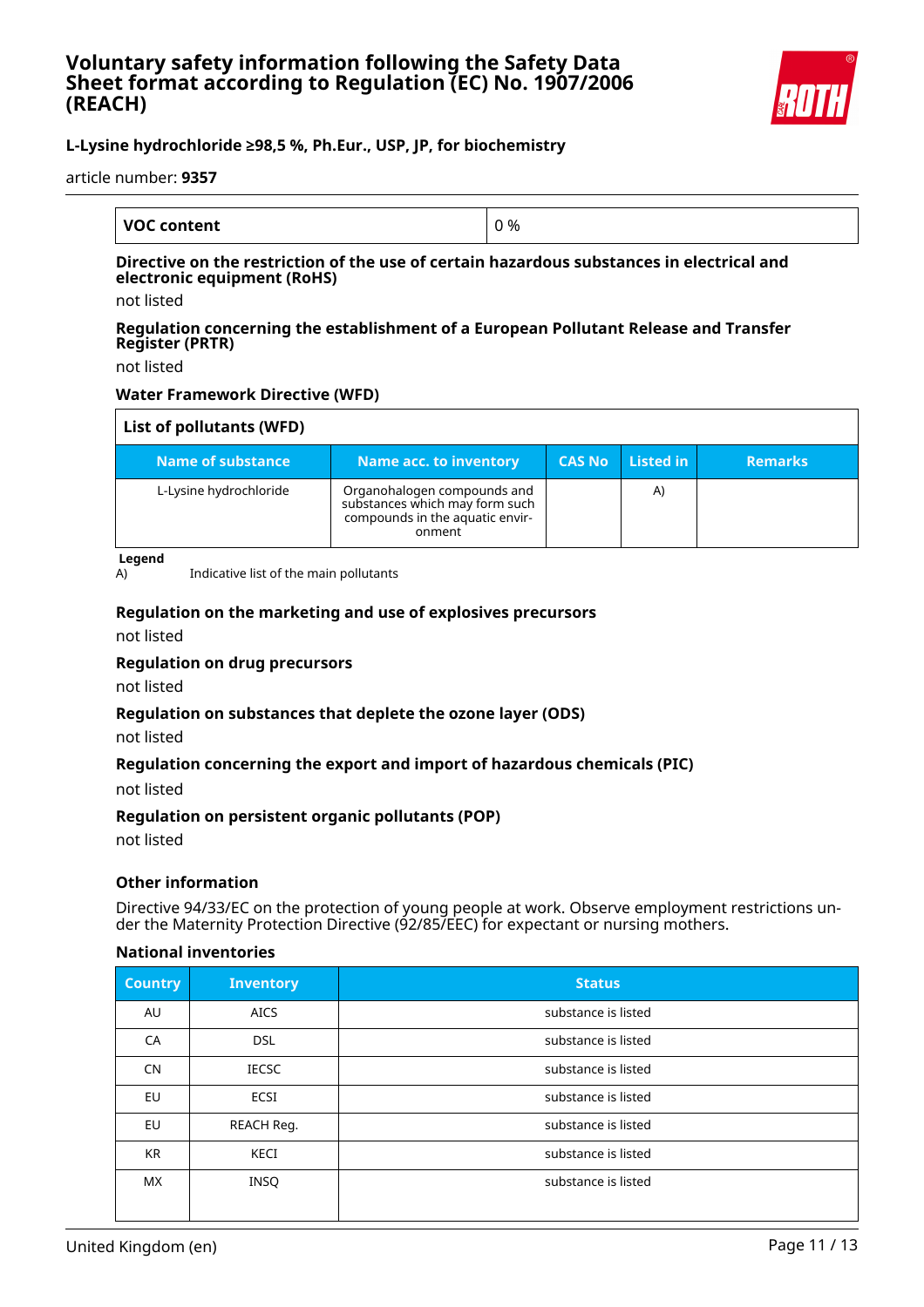| VOC content | 0 % |
|---|---|

**Directive on the restriction of the use of certain hazardous substances in electrical and electronic equipment (RoHS)**

not listed

**Regulation concerning the establishment of a European Pollutant Release and Transfer Register (PRTR)**

not listed

**Water Framework Directive (WFD)**

| List of pollutants (WFD) | | | | |
|---|---|---|---|---|
| **Name of substance** | **Name acc. to inventory** | **CAS No** | **Listed in** | **Remarks** |
| L-Lysine hydrochloride | Organohalogen compounds and substances which may form such compounds in the aquatic environment | | A) | |

**Legend**

A) Indicative list of the main pollutants

**Regulation on the marketing and use of explosives precursors**

not listed

**Regulation on drug precursors**

not listed

**Regulation on substances that deplete the ozone layer (ODS)**

not listed

**Regulation concerning the export and import of hazardous chemicals (PIC)**

not listed

**Regulation on persistent organic pollutants (POP)**

not listed

**Other information**

Directive 94/33/EC on the protection of young people at work. Observe employment restrictions under the Maternity Protection Directive (92/85/EEC) for expectant or nursing mothers.

**National inventories**

| Country | Inventory | Status |
|---|---|---|
| AU | AICS | substance is listed |
| CA | DSL | substance is listed |
| CN | IECSC | substance is listed |
| EU | ECSI | substance is listed |
| EU | REACH Reg. | substance is listed |
| KR | KECI | substance is listed |
| MX | INSQ | substance is listed |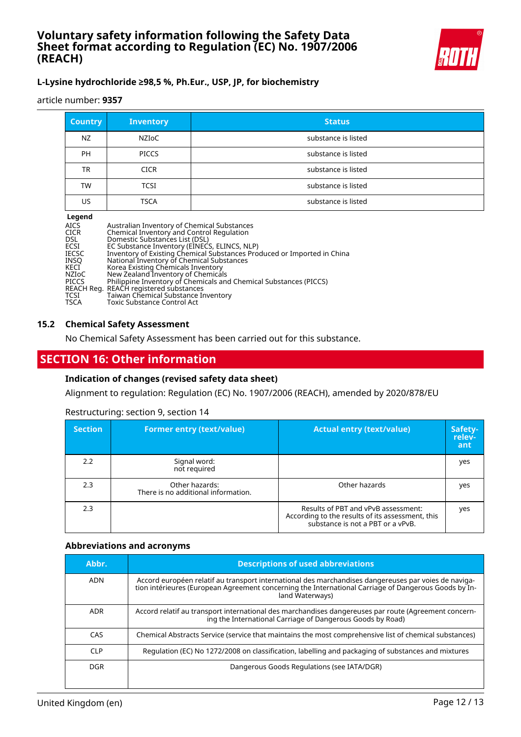| Country | Inventory | Status |
|---|---|---|
| NZ | NZIoC | substance is listed |
| PH | PICCS | substance is listed |
| TR | CICR | substance is listed |
| TW | TCSI | substance is listed |
| US | TSCA | substance is listed |

**Legend**

| | |
|---|---|
| AICS | Australian Inventory of Chemical Substances |
| CICR | Chemical Inventory and Control Regulation |
| DSL | Domestic Substances List (DSL) |
| ECSI | EC Substance Inventory (EINECS, ELINCS, NLP) |
| IECSC | Inventory of Existing Chemical Substances Produced or Imported in China |
| INSQ | National Inventory of Chemical Substances |
| KECI | Korea Existing Chemicals Inventory |
| NZIoC | New Zealand Inventory of Chemicals |
| PICCS | Philippine Inventory of Chemicals and Chemical Substances (PICCS) |
| REACH Reg. | REACH registered substances |
| TCSI | Taiwan Chemical Substance Inventory |
| TSCA | Toxic Substance Control Act |

### 15.2 Chemical Safety Assessment

No Chemical Safety Assessment has been carried out for this substance.

## SECTION 16: Other information

### Indication of changes (revised safety data sheet)

Alignment to regulation: Regulation (EC) No. 1907/2006 (REACH), amended by 2020/878/EU

Restructuring: section 9, section 14

| Section | Former entry (text/value) | Actual entry (text/value) | Safety-relevant |
|---|---|---|---|
| 2.2 | Signal word: not required | | yes |
| 2.3 | Other hazards: There is no additional information. | Other hazards | yes |
| 2.3 | | Results of PBT and vPvB assessment: According to the results of its assessment, this substance is not a PBT or a vPvB. | yes |

### Abbreviations and acronyms

| Abbr. | Descriptions of used abbreviations |
|---|---|
| ADN | Accord européen relatif au transport international des marchandises dangereuses par voies de navigation intérieures (European Agreement concerning the International Carriage of Dangerous Goods by Inland Waterways) |
| ADR | Accord relatif au transport international des marchandises dangereuses par route (Agreement concerning the International Carriage of Dangerous Goods by Road) |
| CAS | Chemical Abstracts Service (service that maintains the most comprehensive list of chemical substances) |
| CLP | Regulation (EC) No 1272/2008 on classification, labelling and packaging of substances and mixtures |
| DGR | Dangerous Goods Regulations (see IATA/DGR) |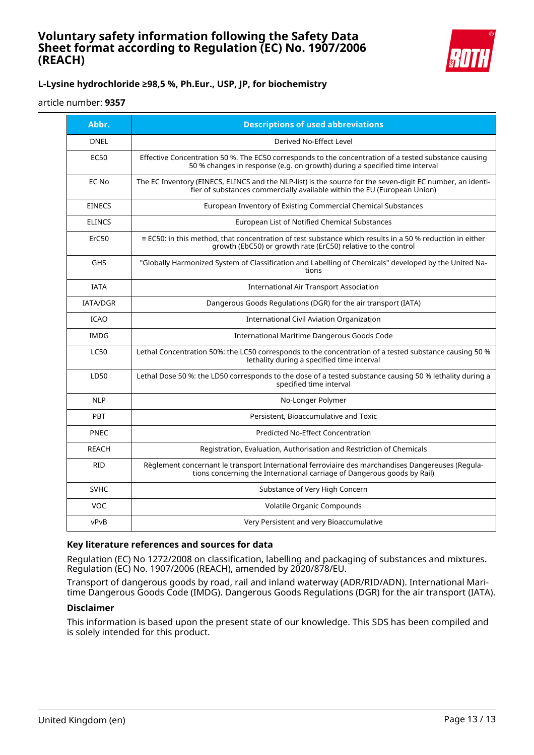| Abbr. | Descriptions of used abbreviations |
|---|---|
| DNEL | Derived No-Effect Level |
| EC50 | Effective Concentration 50 %. The EC50 corresponds to the concentration of a tested substance causing 50 % changes in response (e.g. on growth) during a specified time interval |
| EC No | The EC Inventory (EINECS, ELINCS and the NLP-list) is the source for the seven-digit EC number, an identifier of substances commercially available within the EU (European Union) |
| EINECS | European Inventory of Existing Commercial Chemical Substances |
| ELINCS | European List of Notified Chemical Substances |
| ErC50 | ≡ EC50: in this method, that concentration of test substance which results in a 50 % reduction in either growth (EbC50) or growth rate (ErC50) relative to the control |
| GHS | "Globally Harmonized System of Classification and Labelling of Chemicals" developed by the United Nations |
| IATA | International Air Transport Association |
| IATA/DGR | Dangerous Goods Regulations (DGR) for the air transport (IATA) |
| ICAO | International Civil Aviation Organization |
| IMDG | International Maritime Dangerous Goods Code |
| LC50 | Lethal Concentration 50%: the LC50 corresponds to the concentration of a tested substance causing 50 % lethality during a specified time interval |
| LD50 | Lethal Dose 50 %: the LD50 corresponds to the dose of a tested substance causing 50 % lethality during a specified time interval |
| NLP | No-Longer Polymer |
| PBT | Persistent, Bioaccumulative and Toxic |
| PNEC | Predicted No-Effect Concentration |
| REACH | Registration, Evaluation, Authorisation and Restriction of Chemicals |
| RID | Règlement concernant le transport International ferroviaire des marchandises Dangereuses (Regulations concerning the International carriage of Dangerous goods by Rail) |
| SVHC | Substance of Very High Concern |
| VOC | Volatile Organic Compounds |
| vPvB | Very Persistent and very Bioaccumulative |

### Key literature references and sources for data

Regulation (EC) No 1272/2008 on classification, labelling and packaging of substances and mixtures. Regulation (EC) No. 1907/2006 (REACH), amended by 2020/878/EU.

Transport of dangerous goods by road, rail and inland waterway (ADR/RID/ADN). International Maritime Dangerous Goods Code (IMDG). Dangerous Goods Regulations (DGR) for the air transport (IATA).

### Disclaimer

This information is based upon the present state of our knowledge. This SDS has been compiled and is solely intended for this product.